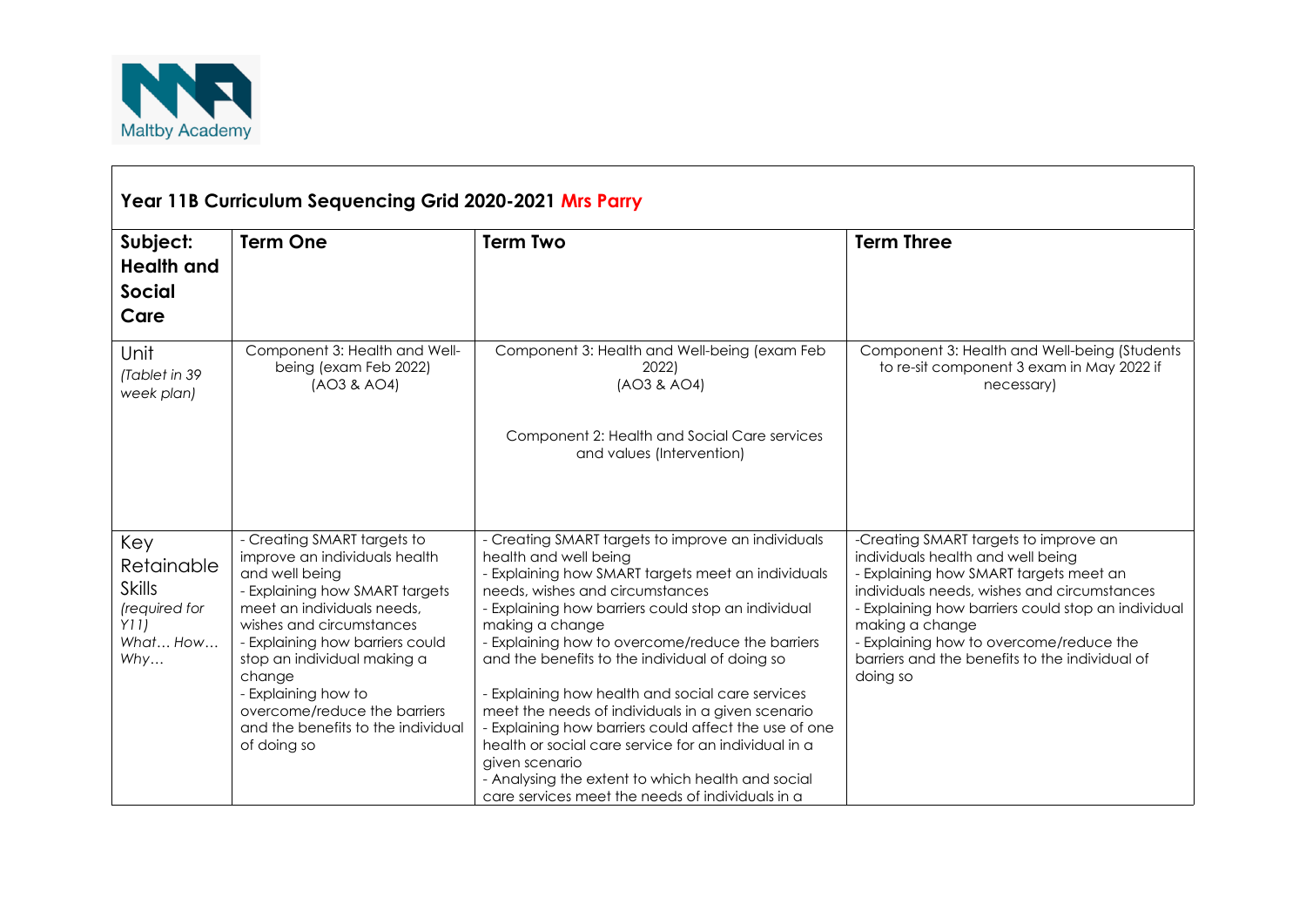## Year 11B Curriculum Sequencing Grid 2020-2021 Mrs Parry

| **Subject: Health and Social Care** | **Term One** | **Term Two** | **Term Three** |
|---|---|---|---|
| Unit *(Tablet in 39 week plan)* | Component 3: Health and Well-being (exam Feb 2022) (AO3 & AO4) | Component 3: Health and Well-being (exam Feb 2022) (AO3 & AO4)<br><br>Component 2: Health and Social Care services and values (Intervention) | Component 3: Health and Well-being (Students to re-sit component 3 exam in May 2022 if necessary) |
| Key Retainable Skills *(required for Y11) What… How… Why…* | - Creating SMART targets to improve an individuals health and well being<br>- Explaining how SMART targets meet an individuals needs, wishes and circumstances<br>- Explaining how barriers could stop an individual making a change<br>- Explaining how to overcome/reduce the barriers and the benefits to the individual of doing so | - Creating SMART targets to improve an individuals health and well being<br>- Explaining how SMART targets meet an individuals needs, wishes and circumstances<br>- Explaining how barriers could stop an individual making a change<br>- Explaining how to overcome/reduce the barriers and the benefits to the individual of doing so<br><br>- Explaining how health and social care services meet the needs of individuals in a given scenario<br>- Explaining how barriers could affect the use of one health or social care service for an individual in a given scenario<br>- Analysing the extent to which health and social care services meet the needs of individuals in a | -Creating SMART targets to improve an individuals health and well being<br>- Explaining how SMART targets meet an individuals needs, wishes and circumstances<br>- Explaining how barriers could stop an individual making a change<br>- Explaining how to overcome/reduce the barriers and the benefits to the individual of doing so |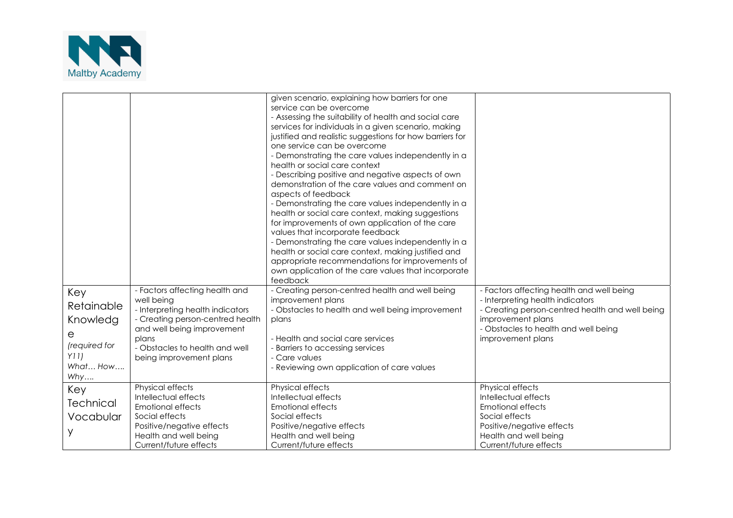| | | | |
|---|---|---|---|
| | | given scenario, explaining how barriers for one service can be overcome<br>- Assessing the suitability of health and social care services for individuals in a given scenario, making justified and realistic suggestions for how barriers for one service can be overcome<br>- Demonstrating the care values independently in a health or social care context<br>- Describing positive and negative aspects of own demonstration of the care values and comment on aspects of feedback<br>- Demonstrating the care values independently in a health or social care context, making suggestions for improvements of own application of the care values that incorporate feedback<br>- Demonstrating the care values independently in a health or social care context, making justified and appropriate recommendations for improvements of own application of the care values that incorporate feedback | |
| Key Retainable Knowledge *(required for Y11) What… How…. Why….* | - Factors affecting health and well being<br>- Interpreting health indicators<br>- Creating person-centred health and well being improvement plans<br>- Obstacles to health and well being improvement plans | - Creating person-centred health and well being improvement plans<br>- Obstacles to health and well being improvement plans<br><br>- Health and social care services<br>- Barriers to accessing services<br>- Care values<br>- Reviewing own application of care values | - Factors affecting health and well being<br>- Interpreting health indicators<br>- Creating person-centred health and well being improvement plans<br>- Obstacles to health and well being improvement plans |
| Key Technical Vocabulary | Physical effects<br>Intellectual effects<br>Emotional effects<br>Social effects<br>Positive/negative effects<br>Health and well being<br>Current/future effects | Physical effects<br>Intellectual effects<br>Emotional effects<br>Social effects<br>Positive/negative effects<br>Health and well being<br>Current/future effects | Physical effects<br>Intellectual effects<br>Emotional effects<br>Social effects<br>Positive/negative effects<br>Health and well being<br>Current/future effects |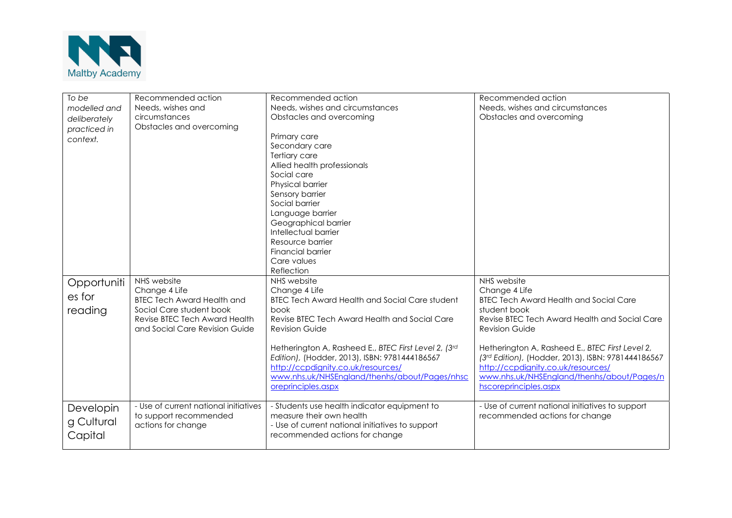| *To be modelled and deliberately practiced in context.* | Recommended action<br>Needs, wishes and circumstances<br>Obstacles and overcoming | Recommended action<br>Needs, wishes and circumstances<br>Obstacles and overcoming<br><br>Primary care<br>Secondary care<br>Tertiary care<br>Allied health professionals<br>Social care<br>Physical barrier<br>Sensory barrier<br>Social barrier<br>Language barrier<br>Geographical barrier<br>Intellectual barrier<br>Resource barrier<br>Financial barrier<br>Care values<br>Reflection | Recommended action<br>Needs, wishes and circumstances<br>Obstacles and overcoming |
|---|---|---|---|
| Opportunities for reading | NHS website<br>Change 4 Life<br>BTEC Tech Award Health and Social Care student book<br>Revise BTEC Tech Award Health and Social Care Revision Guide | NHS website<br>Change 4 Life<br>BTEC Tech Award Health and Social Care student book<br>Revise BTEC Tech Award Health and Social Care Revision Guide<br><br>Hetherington A, Rasheed E., *BTEC First Level 2, (3rd Edition)*, (Hodder, 2013), ISBN: 9781444186567<br>http://ccpdignity.co.uk/resources/<br>www.nhs.uk/NHSEngland/thenhs/about/Pages/nhscoreprinciples.aspx | NHS website<br>Change 4 Life<br>BTEC Tech Award Health and Social Care student book<br>Revise BTEC Tech Award Health and Social Care Revision Guide<br><br>Hetherington A, Rasheed E., *BTEC First Level 2, (3rd Edition)*, (Hodder, 2013), ISBN: 9781444186567<br>http://ccpdignity.co.uk/resources/<br>www.nhs.uk/NHSEngland/thenhs/about/Pages/nhscoreprinciples.aspx |
| Developing Cultural Capital | - Use of current national initiatives to support recommended actions for change | - Students use health indicator equipment to measure their own health<br>- Use of current national initiatives to support recommended actions for change | - Use of current national initiatives to support recommended actions for change |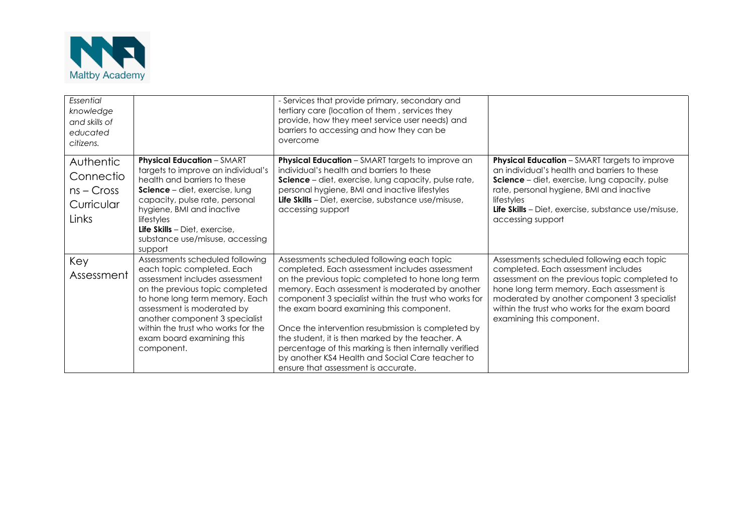| | | | |
|---|---|---|---|
| *Essential knowledge and skills of educated citizens.* | | - Services that provide primary, secondary and tertiary care (location of them , services they provide, how they meet service user needs) and barriers to accessing and how they can be overcome | |
| Authentic Connections – Cross Curricular Links | **Physical Education** – SMART targets to improve an individual's health and barriers to these<br>**Science** – diet, exercise, lung capacity, pulse rate, personal hygiene, BMI and inactive lifestyles<br>**Life Skills** – Diet, exercise, substance use/misuse, accessing support | **Physical Education** – SMART targets to improve an individual's health and barriers to these<br>**Science** – diet, exercise, lung capacity, pulse rate, personal hygiene, BMI and inactive lifestyles<br>**Life Skills** – Diet, exercise, substance use/misuse, accessing support | **Physical Education** – SMART targets to improve an individual's health and barriers to these<br>**Science** – diet, exercise, lung capacity, pulse rate, personal hygiene, BMI and inactive lifestyles<br>**Life Skills** – Diet, exercise, substance use/misuse, accessing support |
| Key Assessment | Assessments scheduled following each topic completed. Each assessment includes assessment on the previous topic completed to hone long term memory. Each assessment is moderated by another component 3 specialist within the trust who works for the exam board examining this component. | Assessments scheduled following each topic completed. Each assessment includes assessment on the previous topic completed to hone long term memory. Each assessment is moderated by another component 3 specialist within the trust who works for the exam board examining this component.<br><br>Once the intervention resubmission is completed by the student, it is then marked by the teacher. A percentage of this marking is then internally verified by another KS4 Health and Social Care teacher to ensure that assessment is accurate. | Assessments scheduled following each topic completed. Each assessment includes assessment on the previous topic completed to hone long term memory. Each assessment is moderated by another component 3 specialist within the trust who works for the exam board examining this component. |